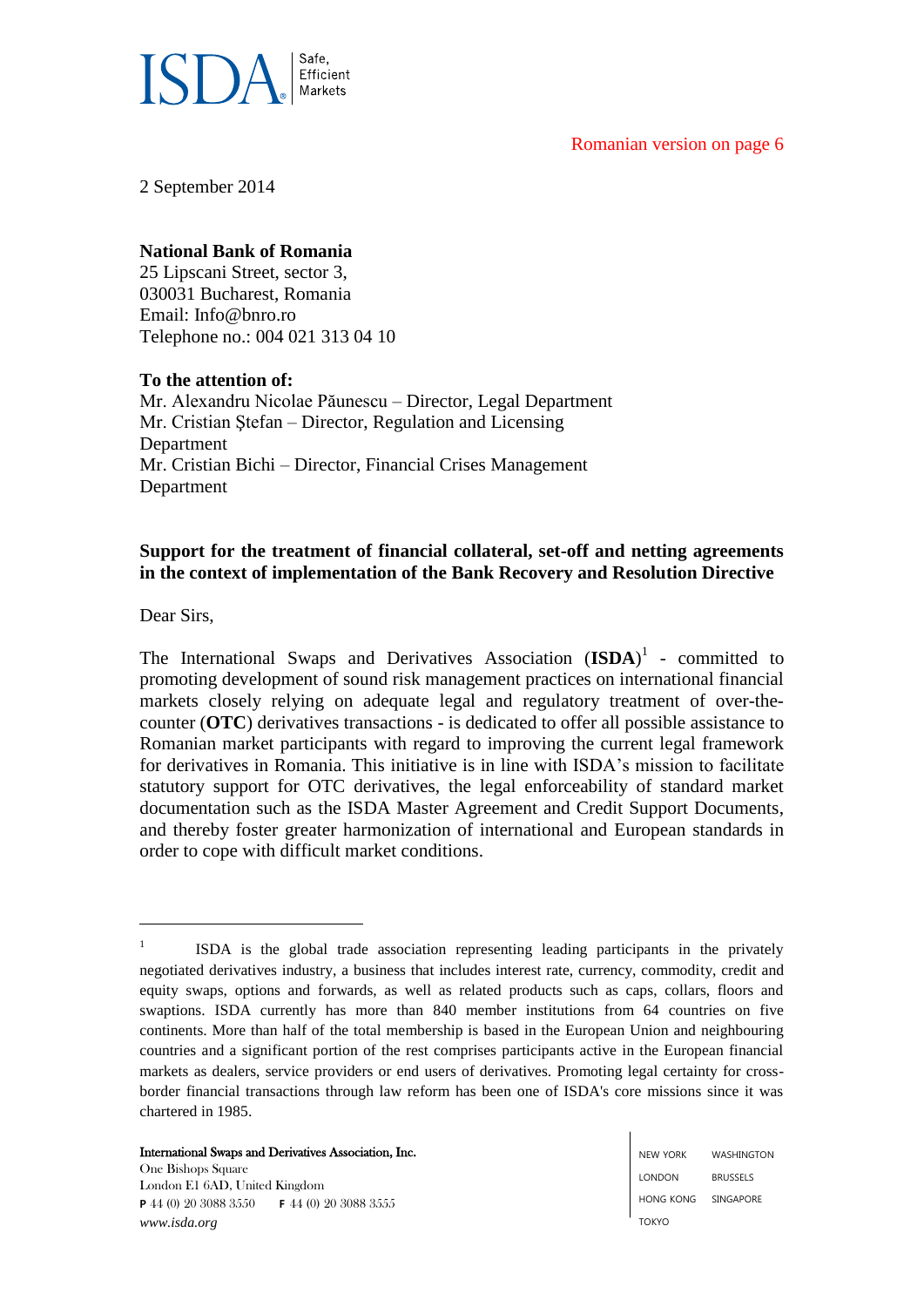ISDA Safe, Efficient Markets

Romanian version on page 6

2 September 2014

**National Bank of Romania**
25 Lipscani Street, sector 3,
030031 Bucharest, Romania
Email: Info@bnro.ro
Telephone no.: 004 021 313 04 10

**To the attention of:**
Mr. Alexandru Nicolae Păunescu – Director, Legal Department
Mr. Cristian Ştefan – Director, Regulation and Licensing Department
Mr. Cristian Bichi – Director, Financial Crises Management Department

**Support for the treatment of financial collateral, set-off and netting agreements in the context of implementation of the Bank Recovery and Resolution Directive**

Dear Sirs,

The International Swaps and Derivatives Association (**ISDA**)[1] - committed to promoting development of sound risk management practices on international financial markets closely relying on adequate legal and regulatory treatment of over-the-counter (**OTC**) derivatives transactions - is dedicated to offer all possible assistance to Romanian market participants with regard to improving the current legal framework for derivatives in Romania. This initiative is in line with ISDA's mission to facilitate statutory support for OTC derivatives, the legal enforceability of standard market documentation such as the ISDA Master Agreement and Credit Support Documents, and thereby foster greater harmonization of international and European standards in order to cope with difficult market conditions.

[1] ISDA is the global trade association representing leading participants in the privately negotiated derivatives industry, a business that includes interest rate, currency, commodity, credit and equity swaps, options and forwards, as well as related products such as caps, collars, floors and swaptions. ISDA currently has more than 840 member institutions from 64 countries on five continents. More than half of the total membership is based in the European Union and neighbouring countries and a significant portion of the rest comprises participants active in the European financial markets as dealers, service providers or end users of derivatives. Promoting legal certainty for cross-border financial transactions through law reform has been one of ISDA's core missions since it was chartered in 1985.

International Swaps and Derivatives Association, Inc.
One Bishops Square
London E1 6AD, United Kingdom
**P** 44 (0) 20 3088 3550 **F** 44 (0) 20 3088 3555
*www.isda.org*

NEW YORK WASHINGTON
LONDON BRUSSELS
HONG KONG SINGAPORE
TOKYO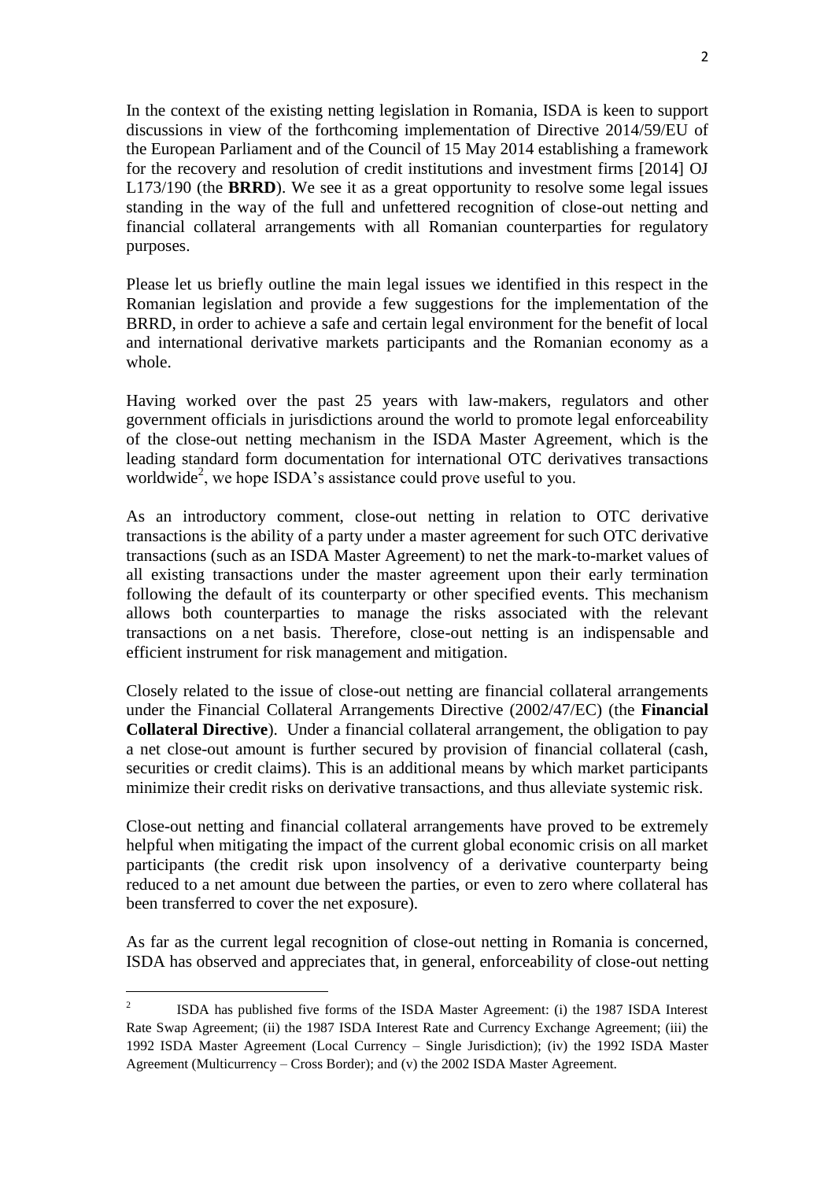In the context of the existing netting legislation in Romania, ISDA is keen to support discussions in view of the forthcoming implementation of Directive 2014/59/EU of the European Parliament and of the Council of 15 May 2014 establishing a framework for the recovery and resolution of credit institutions and investment firms [2014] OJ L173/190 (the **BRRD**). We see it as a great opportunity to resolve some legal issues standing in the way of the full and unfettered recognition of close-out netting and financial collateral arrangements with all Romanian counterparties for regulatory purposes.

Please let us briefly outline the main legal issues we identified in this respect in the Romanian legislation and provide a few suggestions for the implementation of the BRRD, in order to achieve a safe and certain legal environment for the benefit of local and international derivative markets participants and the Romanian economy as a whole.

Having worked over the past 25 years with law-makers, regulators and other government officials in jurisdictions around the world to promote legal enforceability of the close-out netting mechanism in the ISDA Master Agreement, which is the leading standard form documentation for international OTC derivatives transactions worldwide[2], we hope ISDA's assistance could prove useful to you.

As an introductory comment, close-out netting in relation to OTC derivative transactions is the ability of a party under a master agreement for such OTC derivative transactions (such as an ISDA Master Agreement) to net the mark-to-market values of all existing transactions under the master agreement upon their early termination following the default of its counterparty or other specified events. This mechanism allows both counterparties to manage the risks associated with the relevant transactions on a net basis. Therefore, close-out netting is an indispensable and efficient instrument for risk management and mitigation.

Closely related to the issue of close-out netting are financial collateral arrangements under the Financial Collateral Arrangements Directive (2002/47/EC) (the **Financial Collateral Directive**). Under a financial collateral arrangement, the obligation to pay a net close-out amount is further secured by provision of financial collateral (cash, securities or credit claims). This is an additional means by which market participants minimize their credit risks on derivative transactions, and thus alleviate systemic risk.

Close-out netting and financial collateral arrangements have proved to be extremely helpful when mitigating the impact of the current global economic crisis on all market participants (the credit risk upon insolvency of a derivative counterparty being reduced to a net amount due between the parties, or even to zero where collateral has been transferred to cover the net exposure).

As far as the current legal recognition of close-out netting in Romania is concerned, ISDA has observed and appreciates that, in general, enforceability of close-out netting

[2] ISDA has published five forms of the ISDA Master Agreement: (i) the 1987 ISDA Interest Rate Swap Agreement; (ii) the 1987 ISDA Interest Rate and Currency Exchange Agreement; (iii) the 1992 ISDA Master Agreement (Local Currency – Single Jurisdiction); (iv) the 1992 ISDA Master Agreement (Multicurrency – Cross Border); and (v) the 2002 ISDA Master Agreement.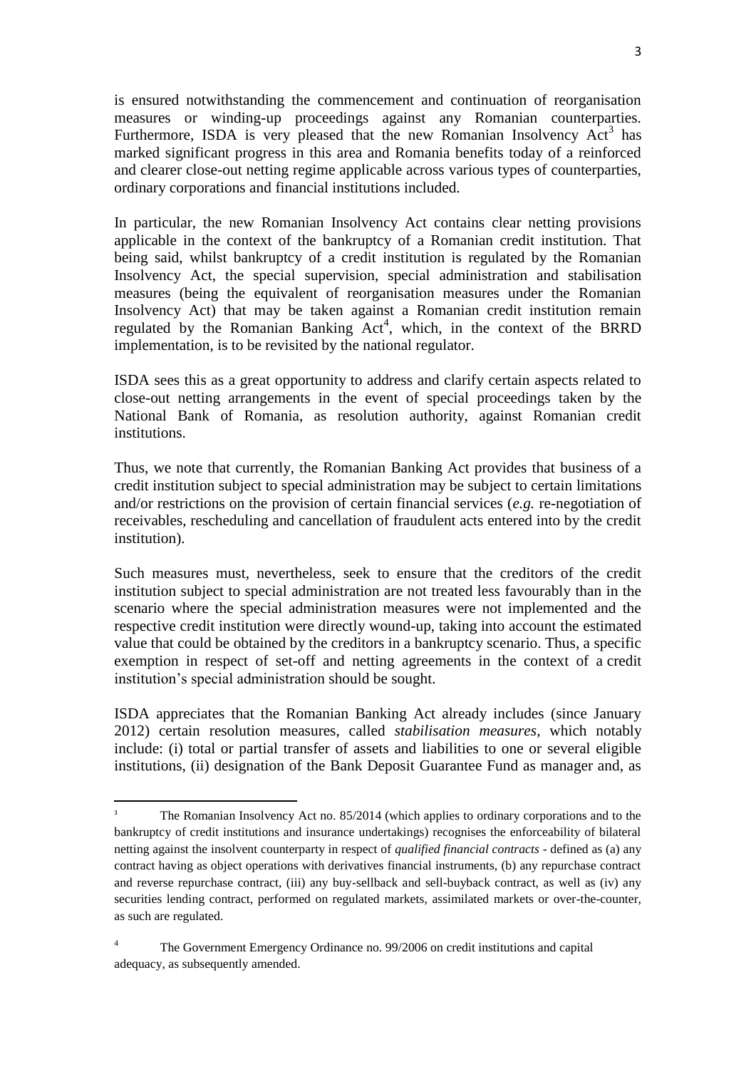is ensured notwithstanding the commencement and continuation of reorganisation measures or winding-up proceedings against any Romanian counterparties. Furthermore, ISDA is very pleased that the new Romanian Insolvency Act[3] has marked significant progress in this area and Romania benefits today of a reinforced and clearer close-out netting regime applicable across various types of counterparties, ordinary corporations and financial institutions included.

In particular, the new Romanian Insolvency Act contains clear netting provisions applicable in the context of the bankruptcy of a Romanian credit institution. That being said, whilst bankruptcy of a credit institution is regulated by the Romanian Insolvency Act, the special supervision, special administration and stabilisation measures (being the equivalent of reorganisation measures under the Romanian Insolvency Act) that may be taken against a Romanian credit institution remain regulated by the Romanian Banking Act[4], which, in the context of the BRRD implementation, is to be revisited by the national regulator.

ISDA sees this as a great opportunity to address and clarify certain aspects related to close-out netting arrangements in the event of special proceedings taken by the National Bank of Romania, as resolution authority, against Romanian credit institutions.

Thus, we note that currently, the Romanian Banking Act provides that business of a credit institution subject to special administration may be subject to certain limitations and/or restrictions on the provision of certain financial services (*e.g.* re-negotiation of receivables, rescheduling and cancellation of fraudulent acts entered into by the credit institution).

Such measures must, nevertheless, seek to ensure that the creditors of the credit institution subject to special administration are not treated less favourably than in the scenario where the special administration measures were not implemented and the respective credit institution were directly wound-up, taking into account the estimated value that could be obtained by the creditors in a bankruptcy scenario. Thus, a specific exemption in respect of set-off and netting agreements in the context of a credit institution's special administration should be sought.

ISDA appreciates that the Romanian Banking Act already includes (since January 2012) certain resolution measures, called *stabilisation measures*, which notably include: (i) total or partial transfer of assets and liabilities to one or several eligible institutions, (ii) designation of the Bank Deposit Guarantee Fund as manager and, as

---

[3] The Romanian Insolvency Act no. 85/2014 (which applies to ordinary corporations and to the bankruptcy of credit institutions and insurance undertakings) recognises the enforceability of bilateral netting against the insolvent counterparty in respect of *qualified financial contracts* - defined as (a) any contract having as object operations with derivatives financial instruments, (b) any repurchase contract and reverse repurchase contract, (iii) any buy-sellback and sell-buyback contract, as well as (iv) any securities lending contract, performed on regulated markets, assimilated markets or over-the-counter, as such are regulated.

[4] The Government Emergency Ordinance no. 99/2006 on credit institutions and capital adequacy, as subsequently amended.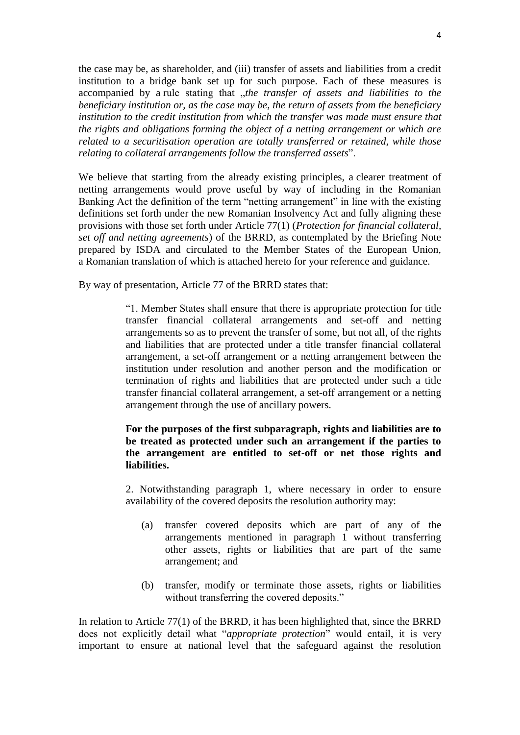the case may be, as shareholder, and (iii) transfer of assets and liabilities from a credit institution to a bridge bank set up for such purpose. Each of these measures is accompanied by a rule stating that „*the transfer of assets and liabilities to the beneficiary institution or, as the case may be, the return of assets from the beneficiary institution to the credit institution from which the transfer was made must ensure that the rights and obligations forming the object of a netting arrangement or which are related to a securitisation operation are totally transferred or retained, while those relating to collateral arrangements follow the transferred assets*".

We believe that starting from the already existing principles, a clearer treatment of netting arrangements would prove useful by way of including in the Romanian Banking Act the definition of the term "netting arrangement" in line with the existing definitions set forth under the new Romanian Insolvency Act and fully aligning these provisions with those set forth under Article 77(1) (*Protection for financial collateral, set off and netting agreements*) of the BRRD, as contemplated by the Briefing Note prepared by ISDA and circulated to the Member States of the European Union, a Romanian translation of which is attached hereto for your reference and guidance.

By way of presentation, Article 77 of the BRRD states that:

> "1. Member States shall ensure that there is appropriate protection for title transfer financial collateral arrangements and set-off and netting arrangements so as to prevent the transfer of some, but not all, of the rights and liabilities that are protected under a title transfer financial collateral arrangement, a set-off arrangement or a netting arrangement between the institution under resolution and another person and the modification or termination of rights and liabilities that are protected under such a title transfer financial collateral arrangement, a set-off arrangement or a netting arrangement through the use of ancillary powers.
>
> **For the purposes of the first subparagraph, rights and liabilities are to be treated as protected under such an arrangement if the parties to the arrangement are entitled to set-off or net those rights and liabilities.**
>
> 2. Notwithstanding paragraph 1, where necessary in order to ensure availability of the covered deposits the resolution authority may:
>
> (a) transfer covered deposits which are part of any of the arrangements mentioned in paragraph 1 without transferring other assets, rights or liabilities that are part of the same arrangement; and
>
> (b) transfer, modify or terminate those assets, rights or liabilities without transferring the covered deposits."

In relation to Article 77(1) of the BRRD, it has been highlighted that, since the BRRD does not explicitly detail what "*appropriate protection*" would entail, it is very important to ensure at national level that the safeguard against the resolution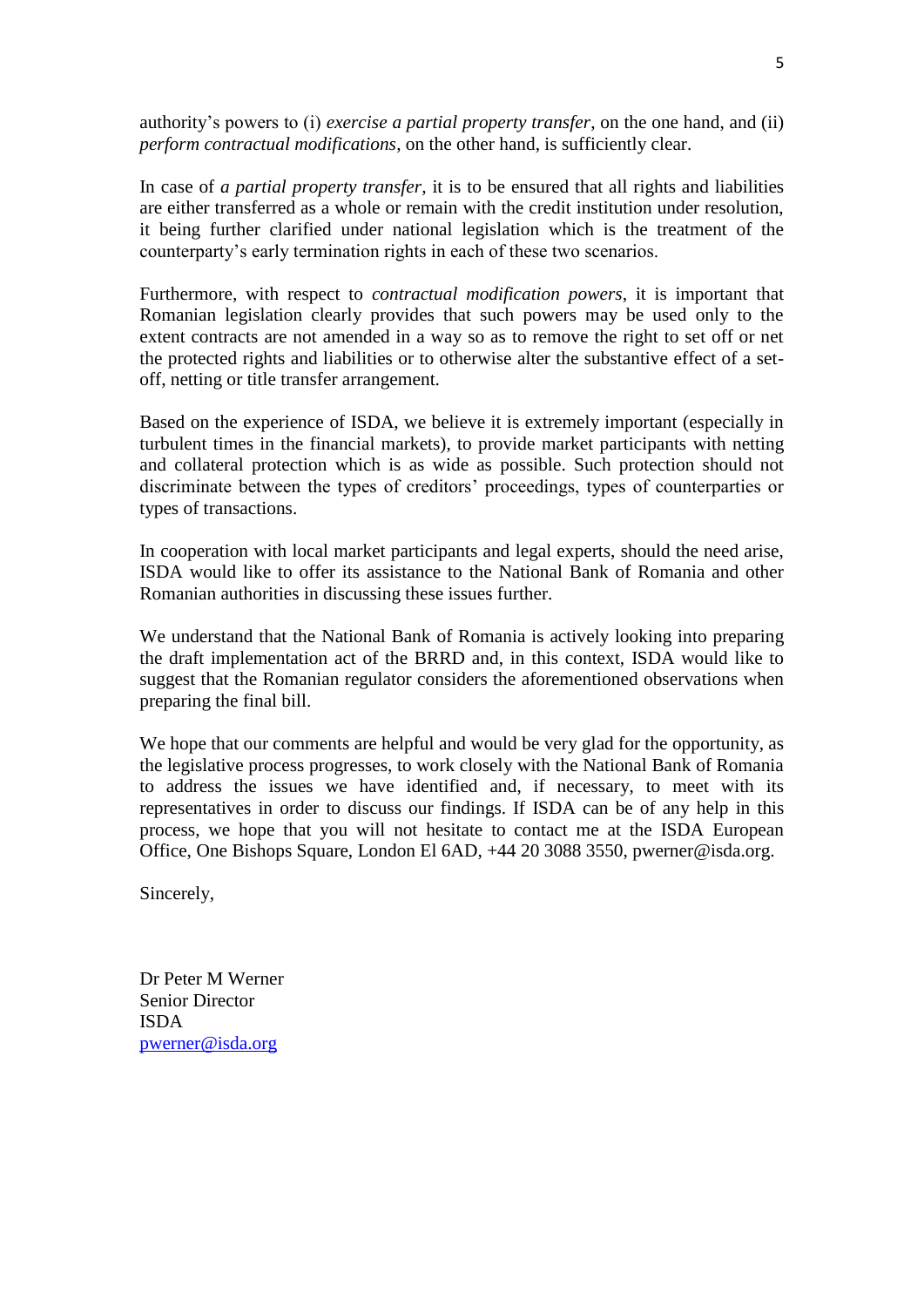authority's powers to (i) *exercise a partial property transfer*, on the one hand, and (ii) *perform contractual modifications*, on the other hand, is sufficiently clear.

In case of *a partial property transfer*, it is to be ensured that all rights and liabilities are either transferred as a whole or remain with the credit institution under resolution, it being further clarified under national legislation which is the treatment of the counterparty's early termination rights in each of these two scenarios.

Furthermore, with respect to *contractual modification powers*, it is important that Romanian legislation clearly provides that such powers may be used only to the extent contracts are not amended in a way so as to remove the right to set off or net the protected rights and liabilities or to otherwise alter the substantive effect of a set-off, netting or title transfer arrangement.

Based on the experience of ISDA, we believe it is extremely important (especially in turbulent times in the financial markets), to provide market participants with netting and collateral protection which is as wide as possible. Such protection should not discriminate between the types of creditors' proceedings, types of counterparties or types of transactions.

In cooperation with local market participants and legal experts, should the need arise, ISDA would like to offer its assistance to the National Bank of Romania and other Romanian authorities in discussing these issues further.

We understand that the National Bank of Romania is actively looking into preparing the draft implementation act of the BRRD and, in this context, ISDA would like to suggest that the Romanian regulator considers the aforementioned observations when preparing the final bill.

We hope that our comments are helpful and would be very glad for the opportunity, as the legislative process progresses, to work closely with the National Bank of Romania to address the issues we have identified and, if necessary, to meet with its representatives in order to discuss our findings. If ISDA can be of any help in this process, we hope that you will not hesitate to contact me at the ISDA European Office, One Bishops Square, London El 6AD, +44 20 3088 3550, pwerner@isda.org.

Sincerely,

Dr Peter M Werner
Senior Director
ISDA
pwerner@isda.org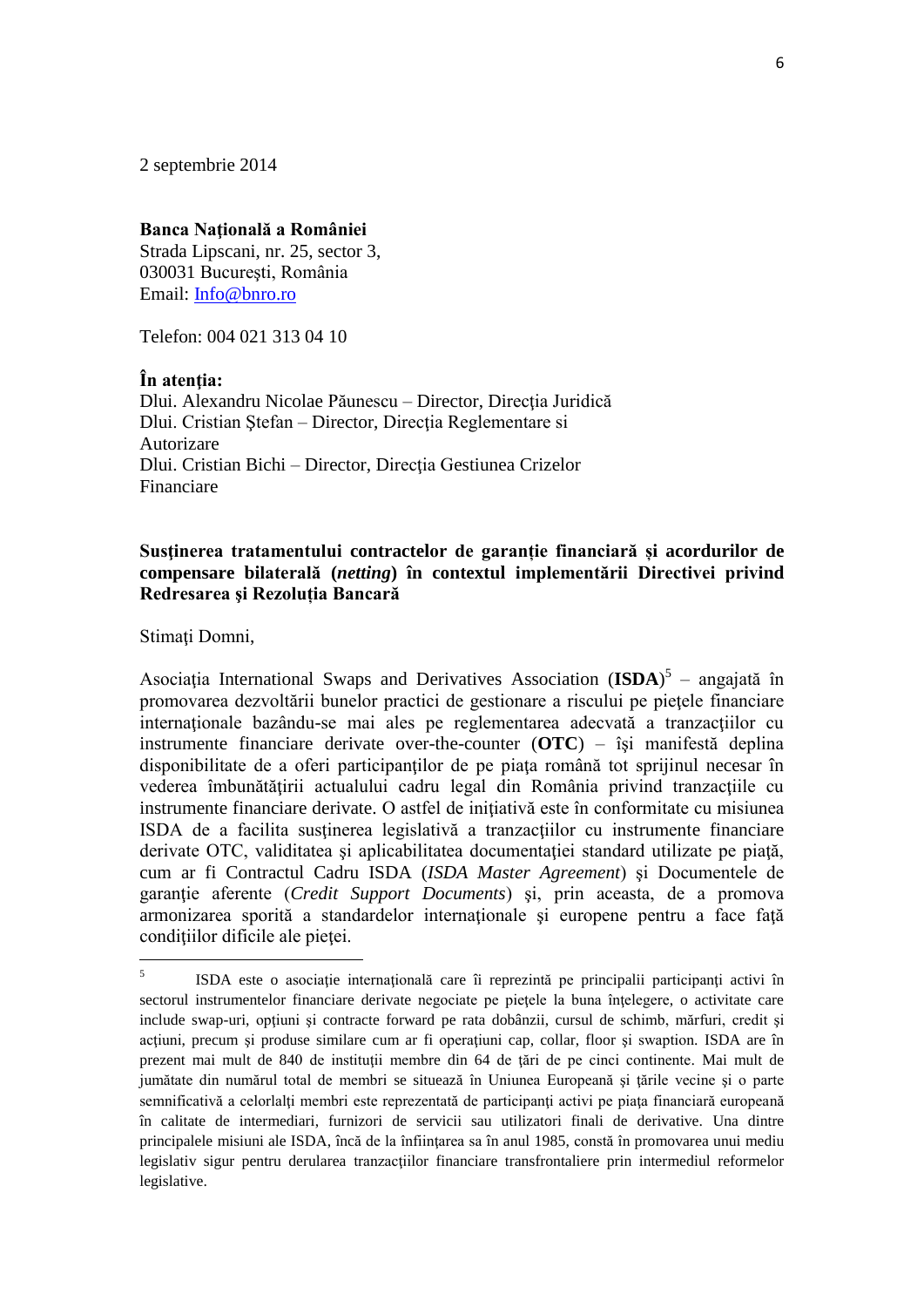2 septembrie 2014

**Banca Naţională a României**
Strada Lipscani, nr. 25, sector 3,
030031 Bucureşti, România
Email: Info@bnro.ro

Telefon: 004 021 313 04 10

**În atenţia:**
Dlui. Alexandru Nicolae Păunescu – Director, Direcţia Juridică
Dlui. Cristian Ştefan – Director, Direcţia Reglementare si Autorizare
Dlui. Cristian Bichi – Director, Direcţia Gestiunea Crizelor Financiare

**Susţinerea tratamentului contractelor de garanţie financiară și acordurilor de compensare bilaterală (*netting*) în contextul implementării Directivei privind Redresarea şi Rezoluţia Bancară**

Stimaţi Domni,

Asociaţia International Swaps and Derivatives Association (**ISDA**)[5] – angajată în promovarea dezvoltării bunelor practici de gestionare a riscului pe pieţele financiare internaţionale bazându-se mai ales pe reglementarea adecvată a tranzacţiilor cu instrumente financiare derivate over-the-counter (**OTC**) – îşi manifestă deplina disponibilitate de a oferi participanţilor de pe piaţa română tot sprijinul necesar în vederea îmbunătăţirii actualului cadru legal din România privind tranzacţiile cu instrumente financiare derivate. O astfel de iniţiativă este în conformitate cu misiunea ISDA de a facilita susţinerea legislativă a tranzacţiilor cu instrumente financiare derivate OTC, validitatea şi aplicabilitatea documentaţiei standard utilizate pe piaţă, cum ar fi Contractul Cadru ISDA (*ISDA Master Agreement*) şi Documentele de garanţie aferente (*Credit Support Documents*) şi, prin aceasta, de a promova armonizarea sporită a standardelor internaţionale şi europene pentru a face faţă condiţiilor dificile ale pieţei.

[5] ISDA este o asociaţie internaţională care îi reprezintă pe principalii participanţi activi în sectorul instrumentelor financiare derivate negociate pe pieţele la buna înţelegere, o activitate care include swap-uri, opţiuni şi contracte forward pe rata dobânzii, cursul de schimb, mărfuri, credit şi acţiuni, precum şi produse similare cum ar fi operaţiuni cap, collar, floor şi swaption. ISDA are în prezent mai mult de 840 de instituţii membre din 64 de ţări de pe cinci continente. Mai mult de jumătate din numărul total de membri se situează în Uniunea Europeană şi ţările vecine şi o parte semnificativă a celorlalţi membri este reprezentată de participanţi activi pe piaţa financiară europeană în calitate de intermediari, furnizori de servicii sau utilizatori finali de derivative. Una dintre principalele misiuni ale ISDA, încă de la înfiinţarea sa în anul 1985, constă în promovarea unui mediu legislativ sigur pentru derularea tranzacţiilor financiare transfrontaliere prin intermediul reformelor legislative.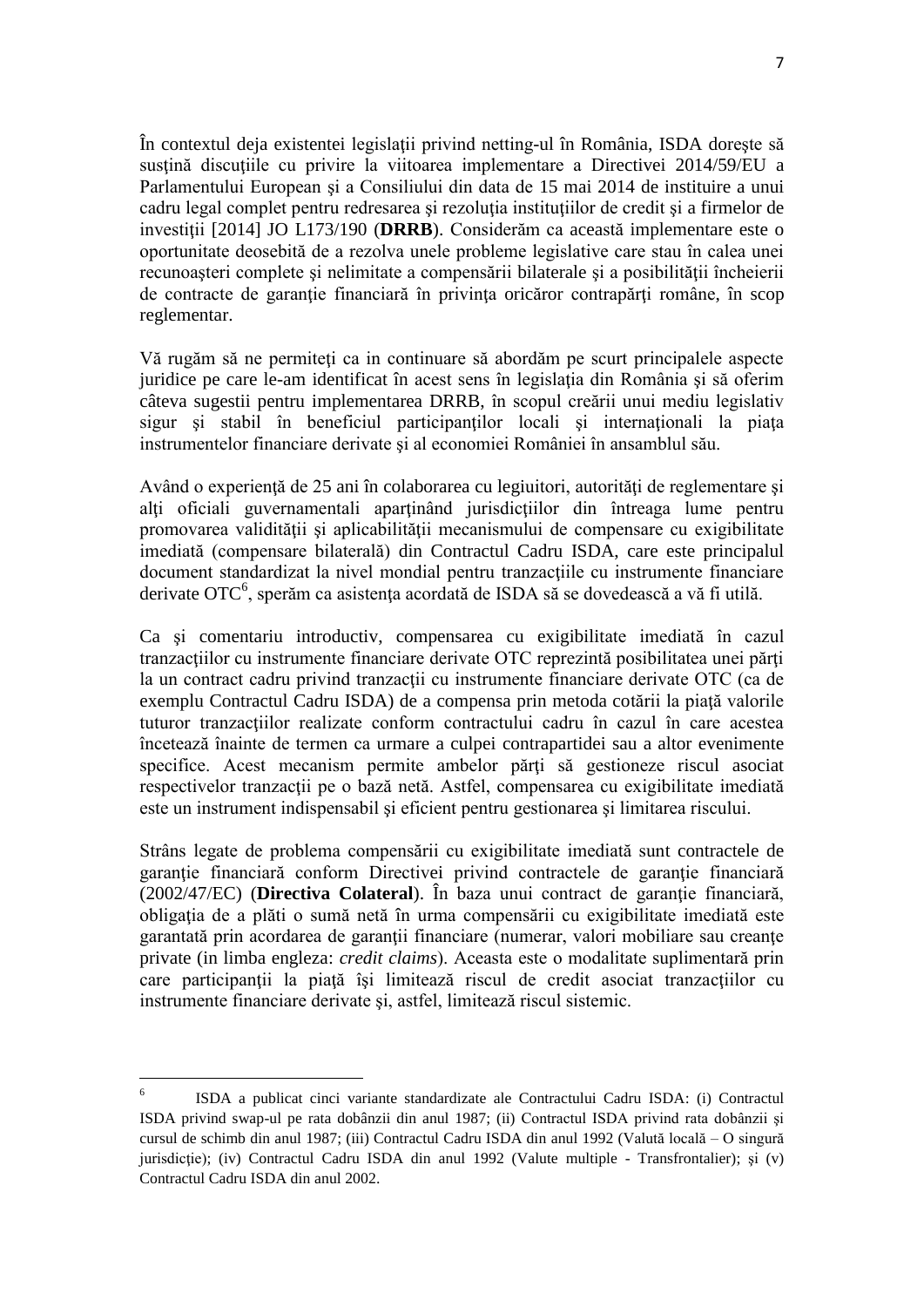În contextul deja existentei legislații privind netting-ul în România, ISDA dorește să susțină discuțiile cu privire la viitoarea implementare a Directivei 2014/59/EU a Parlamentului European și a Consiliului din data de 15 mai 2014 de instituire a unui cadru legal complet pentru redresarea și rezoluția instituțiilor de credit și a firmelor de investiții [2014] JO L173/190 (**DRRB**). Considerăm ca această implementare este o oportunitate deosebită de a rezolva unele probleme legislative care stau în calea unei recunoașteri complete și nelimitate a compensării bilaterale și a posibilității încheierii de contracte de garanție financiară în privința oricăror contrapărți române, în scop reglementar.

Vă rugăm să ne permiteți ca in continuare să abordăm pe scurt principalele aspecte juridice pe care le-am identificat în acest sens în legislația din România și să oferim câteva sugestii pentru implementarea DRRB, în scopul creării unui mediu legislativ sigur și stabil în beneficiul participanților locali și internaționali la piața instrumentelor financiare derivate și al economiei României în ansamblul său.

Având o experiență de 25 ani în colaborarea cu legiuitori, autorități de reglementare și alți oficiali guvernamentali aparținând jurisdicțiilor din întreaga lume pentru promovarea validității și aplicabilității mecanismului de compensare cu exigibilitate imediată (compensare bilaterală) din Contractul Cadru ISDA, care este principalul document standardizat la nivel mondial pentru tranzacțiile cu instrumente financiare derivate OTC[6], sperăm ca asistența acordată de ISDA să se dovedească a vă fi utilă.

Ca și comentariu introductiv, compensarea cu exigibilitate imediată în cazul tranzacțiilor cu instrumente financiare derivate OTC reprezintă posibilitatea unei părți la un contract cadru privind tranzacții cu instrumente financiare derivate OTC (ca de exemplu Contractul Cadru ISDA) de a compensa prin metoda cotării la piață valorile tuturor tranzacțiilor realizate conform contractului cadru în cazul în care acestea încetează înainte de termen ca urmare a culpei contrapartidei sau a altor evenimente specifice. Acest mecanism permite ambelor părți să gestioneze riscul asociat respectivelor tranzacții pe o bază netă. Astfel, compensarea cu exigibilitate imediată este un instrument indispensabil și eficient pentru gestionarea și limitarea riscului.

Strâns legate de problema compensării cu exigibilitate imediată sunt contractele de garanție financiară conform Directivei privind contractele de garanție financiară (2002/47/EC) (**Directiva Colateral**). În baza unui contract de garanție financiară, obligația de a plăti o sumă netă în urma compensării cu exigibilitate imediată este garantată prin acordarea de garanții financiare (numerar, valori mobiliare sau creanțe private (in limba engleza: *credit claims*). Aceasta este o modalitate suplimentară prin care participanții la piață își limitează riscul de credit asociat tranzacțiilor cu instrumente financiare derivate și, astfel, limitează riscul sistemic.

---

[6] ISDA a publicat cinci variante standardizate ale Contractului Cadru ISDA: (i) Contractul ISDA privind swap-ul pe rata dobânzii din anul 1987; (ii) Contractul ISDA privind rata dobânzii și cursul de schimb din anul 1987; (iii) Contractul Cadru ISDA din anul 1992 (Valută locală – O singură jurisdicție); (iv) Contractul Cadru ISDA din anul 1992 (Valute multiple - Transfrontalier); și (v) Contractul Cadru ISDA din anul 2002.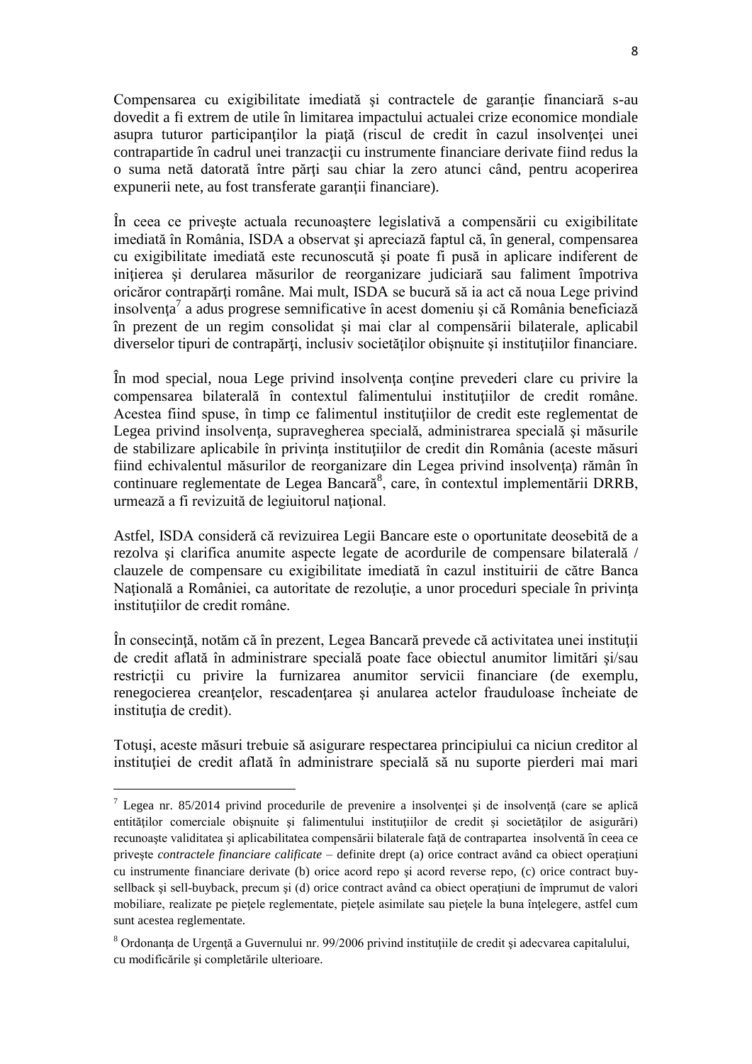Compensarea cu exigibilitate imediată şi contractele de garanţie financiară s-au dovedit a fi extrem de utile în limitarea impactului actualei crize economice mondiale asupra tuturor participanţilor la piaţă (riscul de credit în cazul insolvenţei unei contrapartide în cadrul unei tranzacţii cu instrumente financiare derivate fiind redus la o suma netă datorată între părţi sau chiar la zero atunci când, pentru acoperirea expunerii nete, au fost transferate garanţii financiare).

În ceea ce priveşte actuala recunoaştere legislativă a compensării cu exigibilitate imediată în România, ISDA a observat şi apreciază faptul că, în general, compensarea cu exigibilitate imediată este recunoscută şi poate fi pusă in aplicare indiferent de iniţierea şi derularea măsurilor de reorganizare judiciară sau faliment împotriva oricăror contrapărţi române. Mai mult, ISDA se bucură să ia act că noua Lege privind insolvenţa[7] a adus progrese semnificative în acest domeniu şi că România beneficiază în prezent de un regim consolidat şi mai clar al compensării bilaterale, aplicabil diverselor tipuri de contrapărţi, inclusiv societăţilor obişnuite şi instituţiilor financiare.

În mod special, noua Lege privind insolvenţa conţine prevederi clare cu privire la compensarea bilaterală în contextul falimentului instituţiilor de credit române. Acestea fiind spuse, în timp ce falimentul instituţiilor de credit este reglementat de Legea privind insolvenţa, supravegherea specială, administrarea specială şi măsurile de stabilizare aplicabile în privinţa instituţiilor de credit din România (aceste măsuri fiind echivalentul măsurilor de reorganizare din Legea privind insolvenţa) rămân în continuare reglementate de Legea Bancară[8], care, în contextul implementării DRRB, urmează a fi revizuită de legiuitorul naţional.

Astfel, ISDA consideră că revizuirea Legii Bancare este o oportunitate deosebită de a rezolva şi clarifica anumite aspecte legate de acordurile de compensare bilaterală / clauzele de compensare cu exigibilitate imediată în cazul instituirii de către Banca Naţională a României, ca autoritate de rezoluţie, a unor proceduri speciale în privinţa instituţiilor de credit române.

În consecinţă, notăm că în prezent, Legea Bancară prevede că activitatea unei instituţii de credit aflată în administrare specială poate face obiectul anumitor limitări şi/sau restricţii cu privire la furnizarea anumitor servicii financiare (de exemplu, renegocierea creanţelor, rescadenţarea şi anularea actelor frauduloase încheiate de instituţia de credit).

Totuşi, aceste măsuri trebuie să asigurare respectarea principiului ca niciun creditor al instituţiei de credit aflată în administrare specială să nu suporte pierderi mai mari

---

[7] Legea nr. 85/2014 privind procedurile de prevenire a insolvenţei şi de insolvenţă (care se aplică entităţilor comerciale obişnuite şi falimentului instituţiilor de credit şi societăţilor de asigurări) recunoaşte validitatea şi aplicabilitatea compensării bilaterale faţă de contrapartea insolventă în ceea ce priveşte *contractele financiare calificate* – definite drept (a) orice contract având ca obiect operaţiuni cu instrumente financiare derivate (b) orice acord repo şi acord reverse repo, (c) orice contract buy-sellback şi sell-buyback, precum şi (d) orice contract având ca obiect operaţiuni de împrumut de valori mobiliare, realizate pe pieţele reglementate, pieţele asimilate sau pieţele la buna înţelegere, astfel cum sunt acestea reglementate.

[8] Ordonanţa de Urgenţă a Guvernului nr. 99/2006 privind instituţiile de credit şi adecvarea capitalului, cu modificările şi completările ulterioare.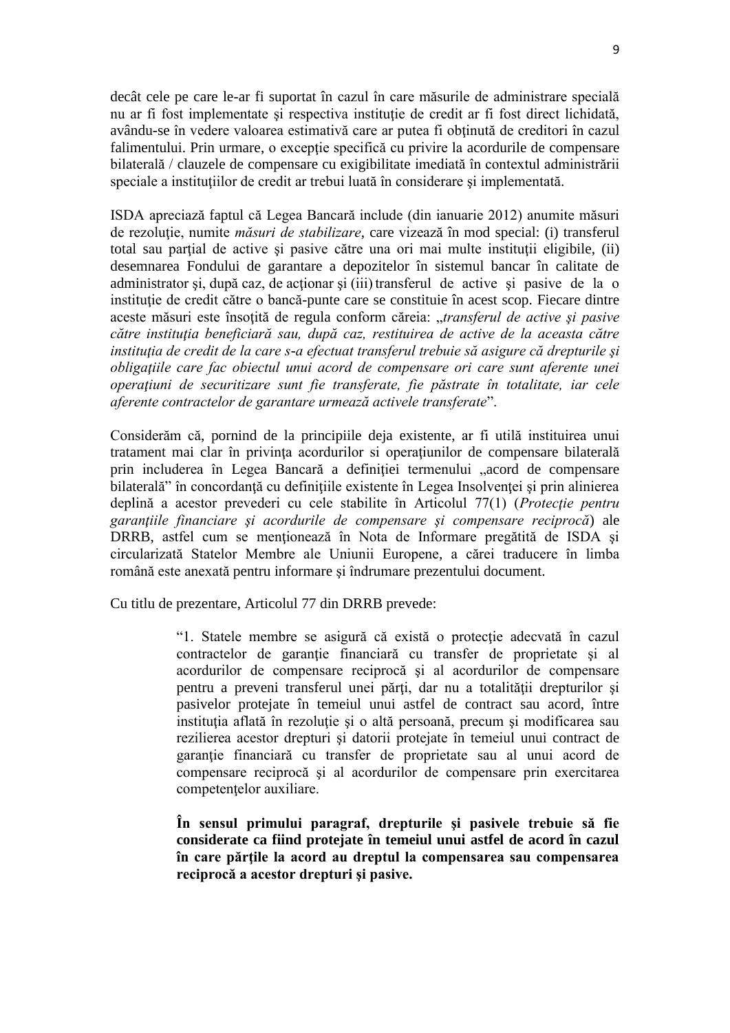decât cele pe care le-ar fi suportat în cazul în care măsurile de administrare specială nu ar fi fost implementate şi respectiva instituţie de credit ar fi fost direct lichidată, având-se în vedere valoarea estimativă care ar putea fi obţinută de creditori în cazul falimentului. Prin urmare, o excepţie specifică cu privire la acordurile de compensare bilaterală / clauzele de compensare cu exigibilitate imediată în contextul administrării speciale a instituţiilor de credit ar trebui luată în considerare şi implementată.

ISDA apreciază faptul că Legea Bancară include (din ianuarie 2012) anumite măsuri de rezoluţie, numite *măsuri de stabilizare*, care vizează în mod special: (i) transferul total sau parţial de active şi pasive către una ori mai multe instituţii eligibile, (ii) desemnarea Fondului de garantare a depozitelor în sistemul bancar în calitate de administrator şi, după caz, de acţionar şi (iii) transferul de active şi pasive de la o instituţie de credit către o bancă-punte care se constituie în acest scop. Fiecare dintre aceste măsuri este însoţită de regula conform căreia: „*transferul de active şi pasive către instituţia beneficiară sau, după caz, restituirea de active de la aceasta către instituţia de credit de la care s-a efectuat transferul trebuie să asigure că drepturile şi obligaţiile care fac obiectul unui acord de compensare ori care sunt aferente unei operaţiuni de securitizare sunt fie transferate, fie păstrate în totalitate, iar cele aferente contractelor de garantare urmează activele transferate*".

Considerăm că, pornind de la principiile deja existente, ar fi utilă instituirea unui tratament mai clar în privinţa acordurilor si operaţiunilor de compensare bilaterală prin includerea în Legea Bancară a definiţiei termenului „acord de compensare bilaterală" în concordanţă cu definiţiile existente în Legea Insolvenţei şi prin alinierea deplină a acestor prevederi cu cele stabilite în Articolul 77(1) (*Protecţie pentru garanţiile financiare şi acordurile de compensare şi compensare reciprocă*) ale DRRB, astfel cum se menţionează în Nota de Informare pregătită de ISDA şi circularizată Statelor Membre ale Uniunii Europene, a cărei traducere în limba română este anexată pentru informare şi îndrumare prezentului document.

Cu titlu de prezentare, Articolul 77 din DRRB prevede:

> "1. Statele membre se asigură că există o protecţie adecvată în cazul contractelor de garanţie financiară cu transfer de proprietate şi al acordurilor de compensare reciprocă şi al acordurilor de compensare pentru a preveni transferul unei părţi, dar nu a totalităţii drepturilor şi pasivelor protejate în temeiul unui astfel de contract sau acord, între instituţia aflată în rezoluţie şi o altă persoană, precum şi modificarea sau rezilierea acestor drepturi şi datorii protejate în temeiul unui contract de garanţie financiară cu transfer de proprietate sau al unui acord de compensare reciprocă şi al acordurilor de compensare prin exercitarea competenţelor auxiliare.
>
> **În sensul primului paragraf, drepturile şi pasivele trebuie să fie considerate ca fiind protejate în temeiul unui astfel de acord în cazul în care părţile la acord au dreptul la compensarea sau compensarea reciprocă a acestor drepturi şi pasive.**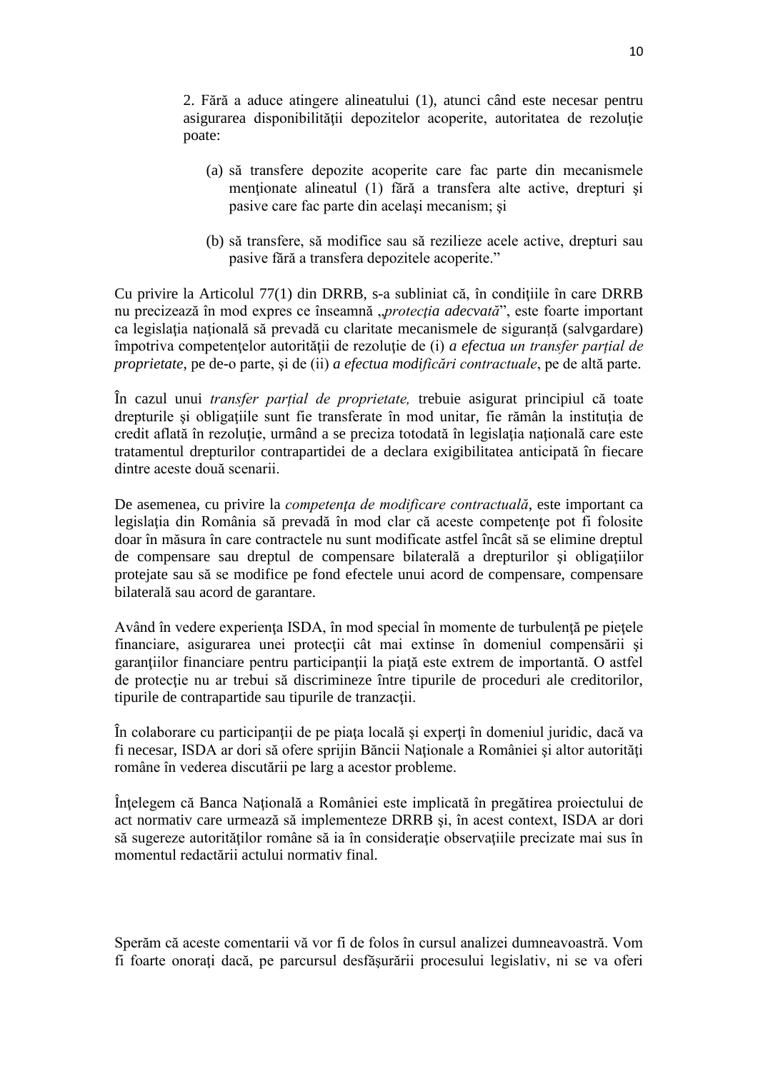> 2. Fără a aduce atingere alineatului (1), atunci când este necesar pentru asigurarea disponibilităţii depozitelor acoperite, autoritatea de rezoluţie poate:
>
> (a) să transfere depozite acoperite care fac parte din mecanismele menţionate alineatul (1) fără a transfera alte active, drepturi şi pasive care fac parte din acelaşi mecanism; şi
>
> (b) să transfere, să modifice sau să rezilieze acele active, drepturi sau pasive fără a transfera depozitele acoperite."

Cu privire la Articolul 77(1) din DRRB, s-a subliniat că, în condiţiile în care DRRB nu precizează în mod expres ce înseamnă „*protecţia adecvată*", este foarte important ca legislaţia naţională să prevadă cu claritate mecanismele de siguranţă (salvgardare) împotriva competenţelor autorităţii de rezoluţie de (i) *a efectua un transfer parţial de proprietate*, pe de-o parte, şi de (ii) *a efectua modificări contractuale*, pe de altă parte.

În cazul unui *transfer parţial de proprietate,* trebuie asigurat principiul că toate drepturile şi obligaţiile sunt fie transferate în mod unitar, fie rămân la instituţia de credit aflată în rezoluţie, urmând a se preciza totodată în legislaţia naţională care este tratamentul drepturilor contrapartidei de a declara exigibilitatea anticipată în fiecare dintre aceste două scenarii.

De asemenea, cu privire la *competenţa de modificare contractuală*, este important ca legislaţia din România să prevadă în mod clar că aceste competenţe pot fi folosite doar în măsura în care contractele nu sunt modificate astfel încât să se elimine dreptul de compensare sau dreptul de compensare bilaterală a drepturilor şi obligaţiilor protejate sau să se modifice pe fond efectele unui acord de compensare, compensare bilaterală sau acord de garantare.

Având în vedere experienţa ISDA, în mod special în momente de turbulenţă pe pieţele financiare, asigurarea unei protecţii cât mai extinse în domeniul compensării şi garanţiilor financiare pentru participanţii la piaţă este extrem de importantă. O astfel de protecţie nu ar trebui să discrimineze între tipurile de proceduri ale creditorilor, tipurile de contrapartide sau tipurile de tranzacţii.

În colaborare cu participanţii de pe piaţa locală şi experţi în domeniul juridic, dacă va fi necesar, ISDA ar dori să ofere sprijin Băncii Naţionale a României şi altor autorităţi române în vederea discutării pe larg a acestor probleme.

Înţelegem că Banca Naţională a României este implicată în pregătirea proiectului de act normativ care urmează să implementeze DRRB şi, în acest context, ISDA ar dori să sugereze autorităţilor române să ia în consideraţie observaţiile precizate mai sus în momentul redactării actului normativ final.

Sperăm că aceste comentarii vă vor fi de folos în cursul analizei dumneavoastră. Vom fi foarte onoraţi dacă, pe parcursul desfăşurării procesului legislativ, ni se va oferi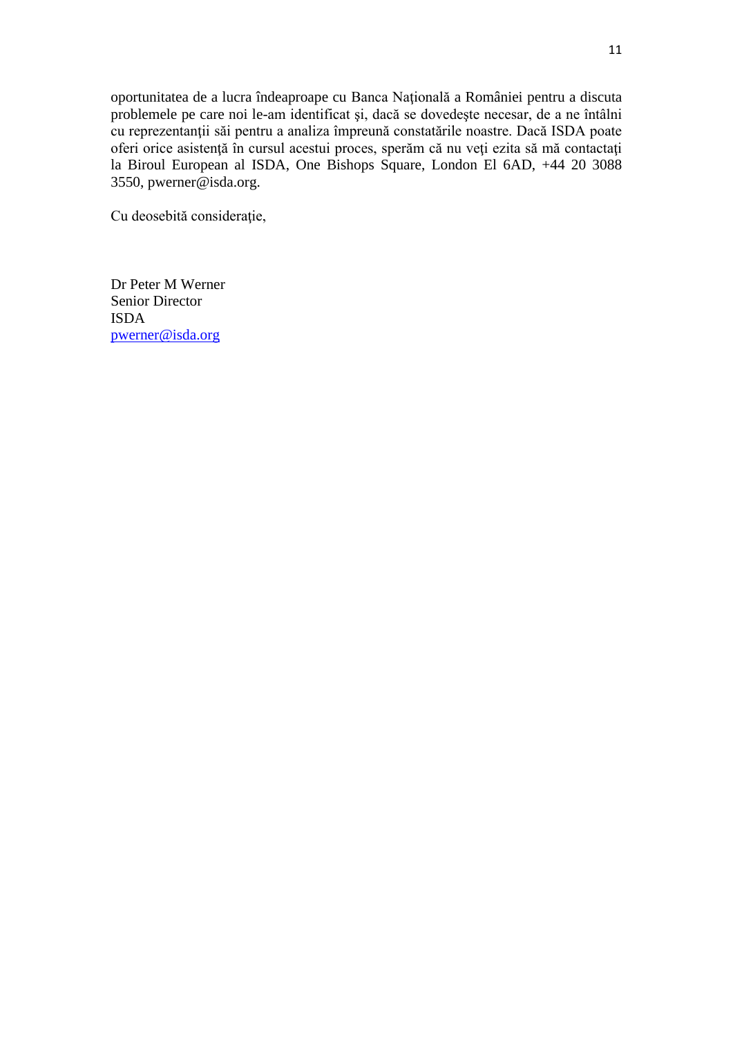oportunitatea de a lucra îndeaproape cu Banca Naţională a României pentru a discuta problemele pe care noi le-am identificat şi, dacă se dovedeşte necesar, de a ne întâlni cu reprezentanţii săi pentru a analiza împreună constatările noastre. Dacă ISDA poate oferi orice asistenţă în cursul acestui proces, sperăm că nu veţi ezita să mă contactaţi la Biroul European al ISDA, One Bishops Square, London El 6AD, +44 20 3088 3550, pwerner@isda.org.

Cu deosebită consideraţie,

Dr Peter M Werner
Senior Director
ISDA
pwerner@isda.org